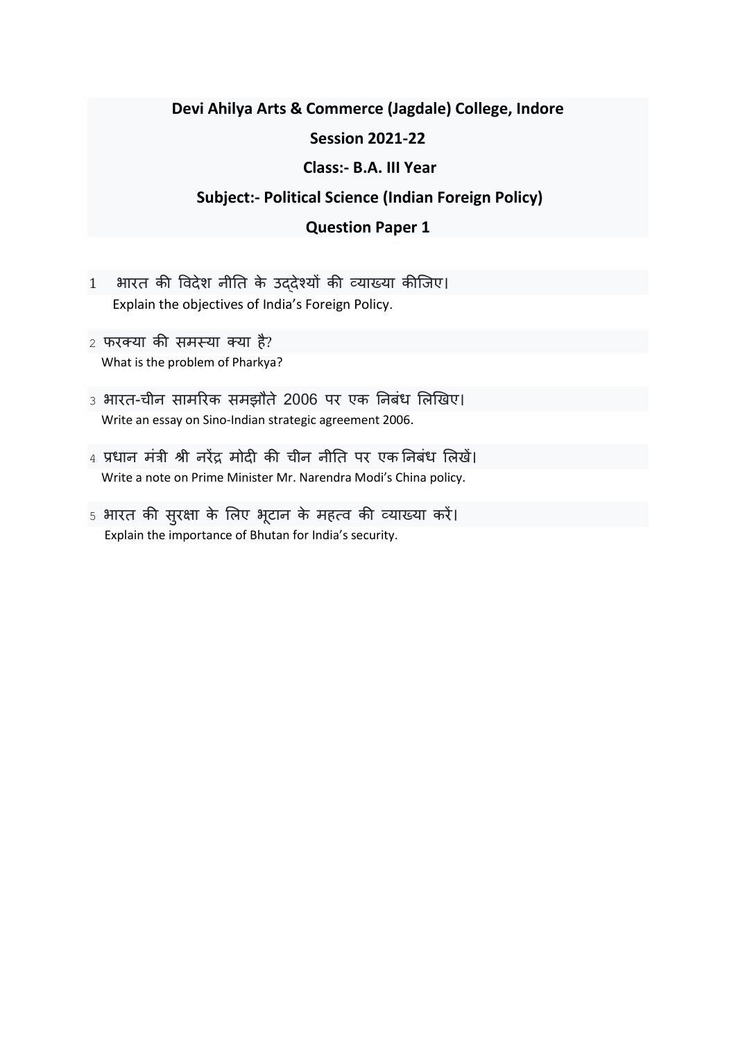**Devi Ahilya Arts & Commerce (Jagdale) College, Indore**

**Session 2021-22**

**Class:- B.A. III Year**

**Subject:- Political Science (Indian Foreign Policy)**

**Question Paper 1**

1. भारत की विदेश नीति के उद्देश्यों की व्याख्या कीजिए।
   Explain the objectives of India's Foreign Policy.

2. फरक्या की समस्या क्या है?
   What is the problem of Pharkya?

3. भारत-चीन सामरिक समझौते 2006 पर एक निबंध लिखिए।
   Write an essay on Sino-Indian strategic agreement 2006.

4. प्रधान मंत्री श्री नरेंद्र मोदी की चीन नीति पर एक निबंध लिखें।
   Write a note on Prime Minister Mr. Narendra Modi's China policy.

5. भारत की सुरक्षा के लिए भूटान के महत्व की व्याख्या करें।
   Explain the importance of Bhutan for India's security.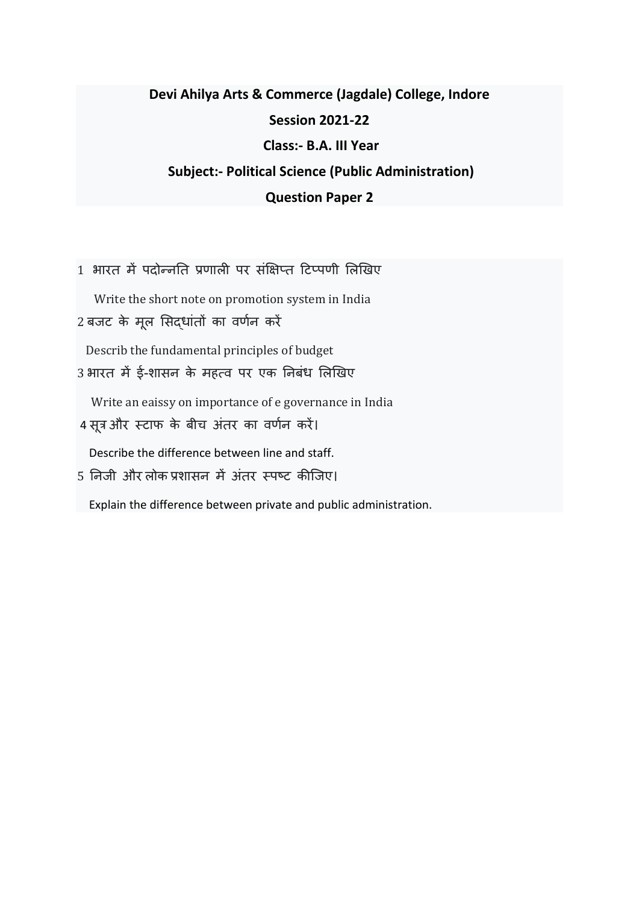**Devi Ahilya Arts & Commerce (Jagdale) College, Indore**

**Session 2021-22**

**Class:- B.A. III Year**

**Subject:- Political Science (Public Administration)**

**Question Paper 2**

1 भारत में पदोन्नति प्रणाली पर संक्षिप्त टिप्पणी लिखिए

Write the short note on promotion system in India

2 बजट के मूल सिद्धांतों का वर्णन करें

Describ the fundamental principles of budget

3 भारत में ई-शासन के महत्व पर एक निबंध लिखिए

Write an eaissy on importance of e governance in India

4 सूत्र और स्टाफ के बीच अंतर का वर्णन करें।

Describe the difference between line and staff.

5 निजी और लोक प्रशासन में अंतर स्पष्ट कीजिए।

Explain the difference between private and public administration.